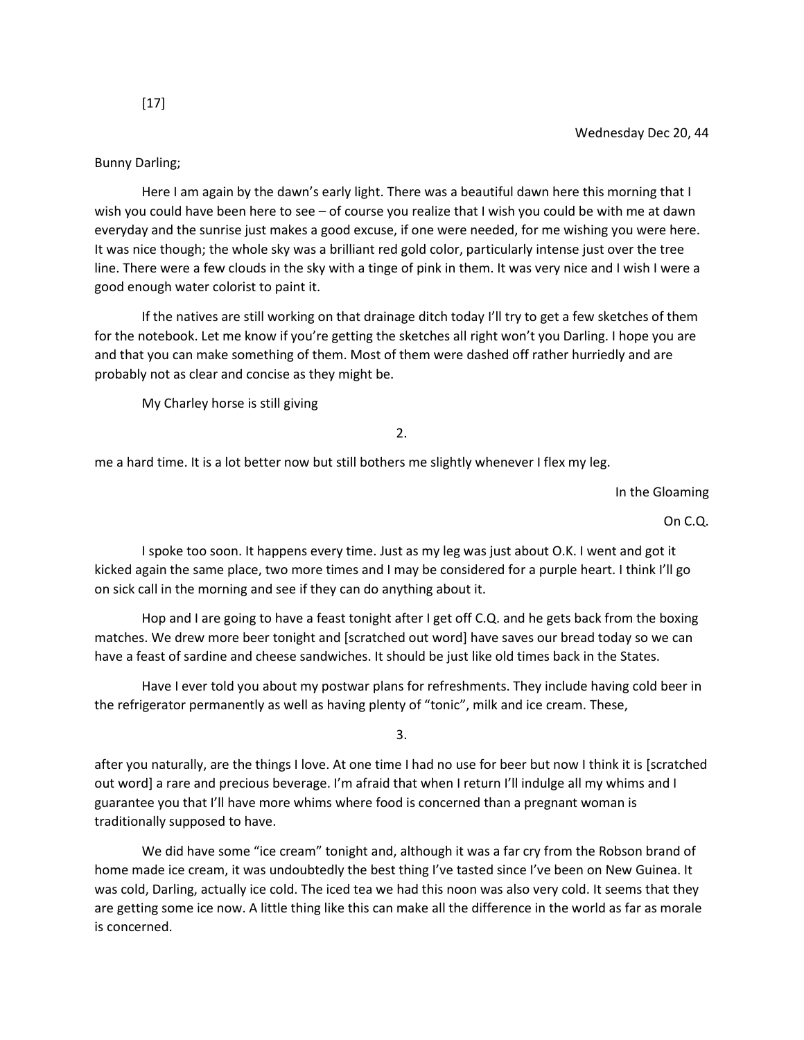[17]

Wednesday Dec 20, 44

Bunny Darling;

Here I am again by the dawn's early light. There was a beautiful dawn here this morning that I wish you could have been here to see – of course you realize that I wish you could be with me at dawn everyday and the sunrise just makes a good excuse, if one were needed, for me wishing you were here. It was nice though; the whole sky was a brilliant red gold color, particularly intense just over the tree line. There were a few clouds in the sky with a tinge of pink in them. It was very nice and I wish I were a good enough water colorist to paint it.

If the natives are still working on that drainage ditch today I'll try to get a few sketches of them for the notebook. Let me know if you're getting the sketches all right won't you Darling. I hope you are and that you can make something of them. Most of them were dashed off rather hurriedly and are probably not as clear and concise as they might be.

My Charley horse is still giving

2.

me a hard time. It is a lot better now but still bothers me slightly whenever I flex my leg.

In the Gloaming

On C.Q.

I spoke too soon. It happens every time. Just as my leg was just about O.K. I went and got it kicked again the same place, two more times and I may be considered for a purple heart. I think I'll go on sick call in the morning and see if they can do anything about it.

Hop and I are going to have a feast tonight after I get off C.Q. and he gets back from the boxing matches. We drew more beer tonight and [scratched out word] have saves our bread today so we can have a feast of sardine and cheese sandwiches. It should be just like old times back in the States.

Have I ever told you about my postwar plans for refreshments. They include having cold beer in the refrigerator permanently as well as having plenty of "tonic", milk and ice cream. These,

3.

after you naturally, are the things I love. At one time I had no use for beer but now I think it is [scratched out word] a rare and precious beverage. I'm afraid that when I return I'll indulge all my whims and I guarantee you that I'll have more whims where food is concerned than a pregnant woman is traditionally supposed to have.

We did have some "ice cream" tonight and, although it was a far cry from the Robson brand of home made ice cream, it was undoubtedly the best thing I've tasted since I've been on New Guinea. It was cold, Darling, actually ice cold. The iced tea we had this noon was also very cold. It seems that they are getting some ice now. A little thing like this can make all the difference in the world as far as morale is concerned.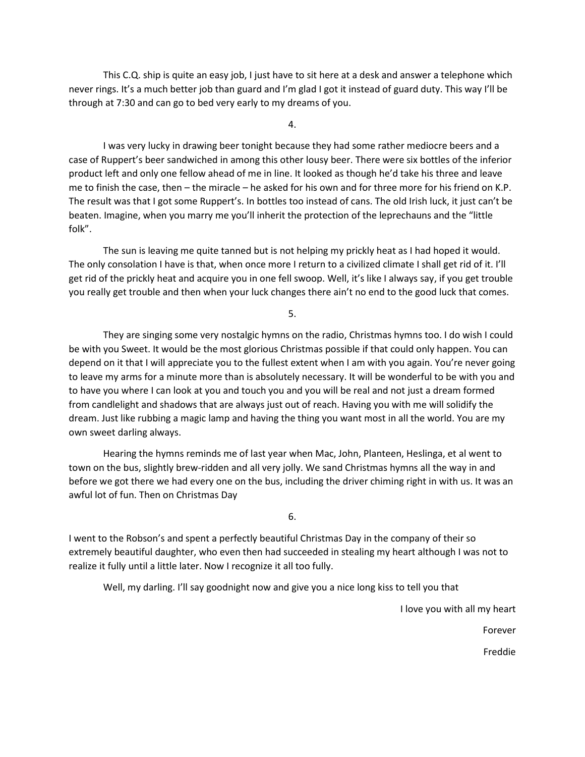This C.Q. ship is quite an easy job, I just have to sit here at a desk and answer a telephone which never rings. It's a much better job than guard and I'm glad I got it instead of guard duty. This way I'll be through at 7:30 and can go to bed very early to my dreams of you.

I was very lucky in drawing beer tonight because they had some rather mediocre beers and a case of Ruppert's beer sandwiched in among this other lousy beer. There were six bottles of the inferior product left and only one fellow ahead of me in line. It looked as though he'd take his three and leave me to finish the case, then – the miracle – he asked for his own and for three more for his friend on K.P. The result was that I got some Ruppert's. In bottles too instead of cans. The old Irish luck, it just can't be beaten. Imagine, when you marry me you'll inherit the protection of the leprechauns and the "little folk".

The sun is leaving me quite tanned but is not helping my prickly heat as I had hoped it would. The only consolation I have is that, when once more I return to a civilized climate I shall get rid of it. I'll get rid of the prickly heat and acquire you in one fell swoop. Well, it's like I always say, if you get trouble you really get trouble and then when your luck changes there ain't no end to the good luck that comes.

They are singing some very nostalgic hymns on the radio, Christmas hymns too. I do wish I could be with you Sweet. It would be the most glorious Christmas possible if that could only happen. You can depend on it that I will appreciate you to the fullest extent when I am with you again. You're never going to leave my arms for a minute more than is absolutely necessary. It will be wonderful to be with you and to have you where I can look at you and touch you and you will be real and not just a dream formed from candlelight and shadows that are always just out of reach. Having you with me will solidify the dream. Just like rubbing a magic lamp and having the thing you want most in all the world. You are my own sweet darling always.

Hearing the hymns reminds me of last year when Mac, John, Planteen, Heslinga, et al went to town on the bus, slightly brew-ridden and all very jolly. We sand Christmas hymns all the way in and before we got there we had every one on the bus, including the driver chiming right in with us. It was an awful lot of fun. Then on Christmas Day I went to the Robson's and spent a perfectly beautiful Christmas Day in the company of their so extremely beautiful daughter, who even then had succeeded in stealing my heart although I was not to realize it fully until a little later. Now I recognize it all too fully.

Well, my darling. I'll say goodnight now and give you a nice long kiss to tell you that

I love you with all my heart

Forever

Freddie